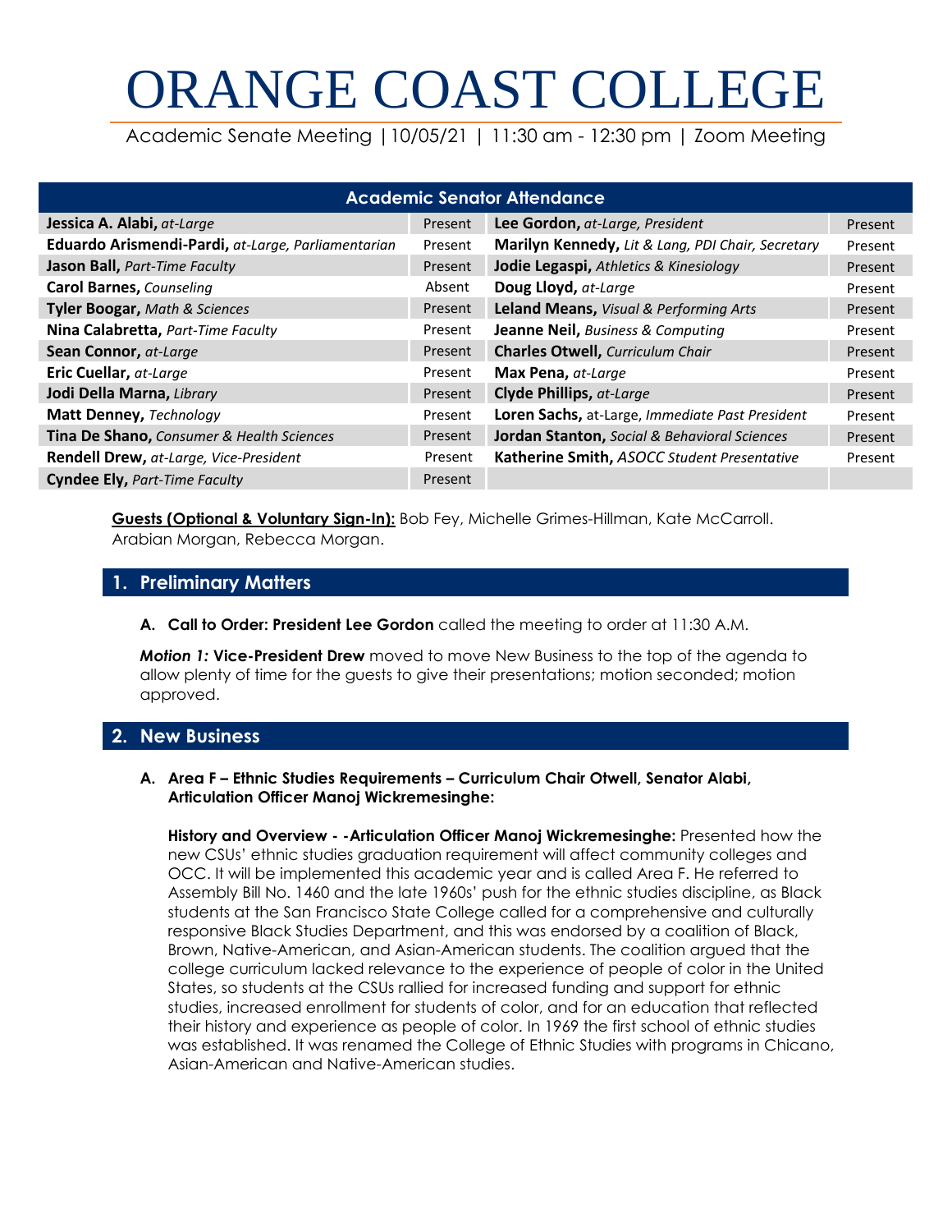# ORANGE COAST COLLEGE

Academic Senate Meeting | 10/05/21 | 11:30 am - 12:30 pm | Zoom Meeting

| Academic Senator Attendance | | | |
|---|---|---|---|
| **Jessica A. Alabi,** *at-Large* | Present | **Lee Gordon,** *at-Large, President* | Present |
| **Eduardo Arismendi-Pardi,** *at-Large, Parliamentarian* | Present | **Marilyn Kennedy,** *Lit & Lang, PDI Chair, Secretary* | Present |
| **Jason Ball,** *Part-Time Faculty* | Present | **Jodie Legaspi,** *Athletics & Kinesiology* | Present |
| **Carol Barnes,** *Counseling* | Absent | **Doug Lloyd,** *at-Large* | Present |
| **Tyler Boogar,** *Math & Sciences* | Present | **Leland Means,** *Visual & Performing Arts* | Present |
| **Nina Calabretta,** *Part-Time Faculty* | Present | **Jeanne Neil,** *Business & Computing* | Present |
| **Sean Connor,** *at-Large* | Present | **Charles Otwell,** *Curriculum Chair* | Present |
| **Eric Cuellar,** *at-Large* | Present | **Max Pena,** *at-Large* | Present |
| **Jodi Della Marna,** *Library* | Present | **Clyde Phillips,** *at-Large* | Present |
| **Matt Denney,** *Technology* | Present | **Loren Sachs,** at-Large, *Immediate Past President* | Present |
| **Tina De Shano,** *Consumer & Health Sciences* | Present | **Jordan Stanton,** *Social & Behavioral Sciences* | Present |
| **Rendell Drew,** *at-Large, Vice-President* | Present | **Katherine Smith,** *ASOCC Student Presentative* | Present |
| **Cyndee Ely,** *Part-Time Faculty* | Present | | |

**Guests (Optional & Voluntary Sign-In):** Bob Fey, Michelle Grimes-Hillman, Kate McCarroll. Arabian Morgan, Rebecca Morgan.

## 1. Preliminary Matters

**A. Call to Order: President Lee Gordon** called the meeting to order at 11:30 A.M.

***Motion 1:*** **Vice-President Drew** moved to move New Business to the top of the agenda to allow plenty of time for the guests to give their presentations; motion seconded; motion approved.

## 2. New Business

**A. Area F – Ethnic Studies Requirements – Curriculum Chair Otwell, Senator Alabi, Articulation Officer Manoj Wickremesinghe:**

**History and Overview - -Articulation Officer Manoj Wickremesinghe:** Presented how the new CSUs' ethnic studies graduation requirement will affect community colleges and OCC. It will be implemented this academic year and is called Area F. He referred to Assembly Bill No. 1460 and the late 1960s' push for the ethnic studies discipline, as Black students at the San Francisco State College called for a comprehensive and culturally responsive Black Studies Department, and this was endorsed by a coalition of Black, Brown, Native-American, and Asian-American students. The coalition argued that the college curriculum lacked relevance to the experience of people of color in the United States, so students at the CSUs rallied for increased funding and support for ethnic studies, increased enrollment for students of color, and for an education that reflected their history and experience as people of color. In 1969 the first school of ethnic studies was established. It was renamed the College of Ethnic Studies with programs in Chicano, Asian-American and Native-American studies.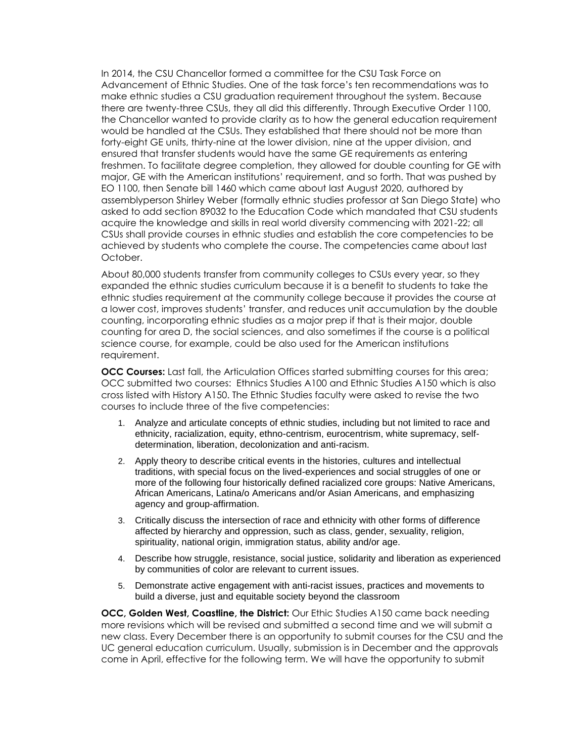In 2014, the CSU Chancellor formed a committee for the CSU Task Force on Advancement of Ethnic Studies. One of the task force's ten recommendations was to make ethnic studies a CSU graduation requirement throughout the system. Because there are twenty-three CSUs, they all did this differently. Through Executive Order 1100, the Chancellor wanted to provide clarity as to how the general education requirement would be handled at the CSUs. They established that there should not be more than forty-eight GE units, thirty-nine at the lower division, nine at the upper division, and ensured that transfer students would have the same GE requirements as entering freshmen. To facilitate degree completion, they allowed for double counting for GE with major, GE with the American institutions' requirement, and so forth. That was pushed by EO 1100, then Senate bill 1460 which came about last August 2020, authored by assemblyperson Shirley Weber (formally ethnic studies professor at San Diego State) who asked to add section 89032 to the Education Code which mandated that CSU students acquire the knowledge and skills in real world diversity commencing with 2021-22; all CSUs shall provide courses in ethnic studies and establish the core competencies to be achieved by students who complete the course. The competencies came about last October.

About 80,000 students transfer from community colleges to CSUs every year, so they expanded the ethnic studies curriculum because it is a benefit to students to take the ethnic studies requirement at the community college because it provides the course at a lower cost, improves students' transfer, and reduces unit accumulation by the double counting, incorporating ethnic studies as a major prep if that is their major, double counting for area D, the social sciences, and also sometimes if the course is a political science course, for example, could be also used for the American institutions requirement.

**OCC Courses:** Last fall, the Articulation Offices started submitting courses for this area; OCC submitted two courses: Ethnics Studies A100 and Ethnic Studies A150 which is also cross listed with History A150. The Ethnic Studies faculty were asked to revise the two courses to include three of the five competencies:

1. Analyze and articulate concepts of ethnic studies, including but not limited to race and ethnicity, racialization, equity, ethno-centrism, eurocentrism, white supremacy, self-determination, liberation, decolonization and anti-racism.
2. Apply theory to describe critical events in the histories, cultures and intellectual traditions, with special focus on the lived-experiences and social struggles of one or more of the following four historically defined racialized core groups: Native Americans, African Americans, Latina/o Americans and/or Asian Americans, and emphasizing agency and group-affirmation.
3. Critically discuss the intersection of race and ethnicity with other forms of difference affected by hierarchy and oppression, such as class, gender, sexuality, religion, spirituality, national origin, immigration status, ability and/or age.
4. Describe how struggle, resistance, social justice, solidarity and liberation as experienced by communities of color are relevant to current issues.
5. Demonstrate active engagement with anti-racist issues, practices and movements to build a diverse, just and equitable society beyond the classroom

**OCC, Golden West, Coastline, the District:** Our Ethic Studies A150 came back needing more revisions which will be revised and submitted a second time and we will submit a new class. Every December there is an opportunity to submit courses for the CSU and the UC general education curriculum. Usually, submission is in December and the approvals come in April, effective for the following term. We will have the opportunity to submit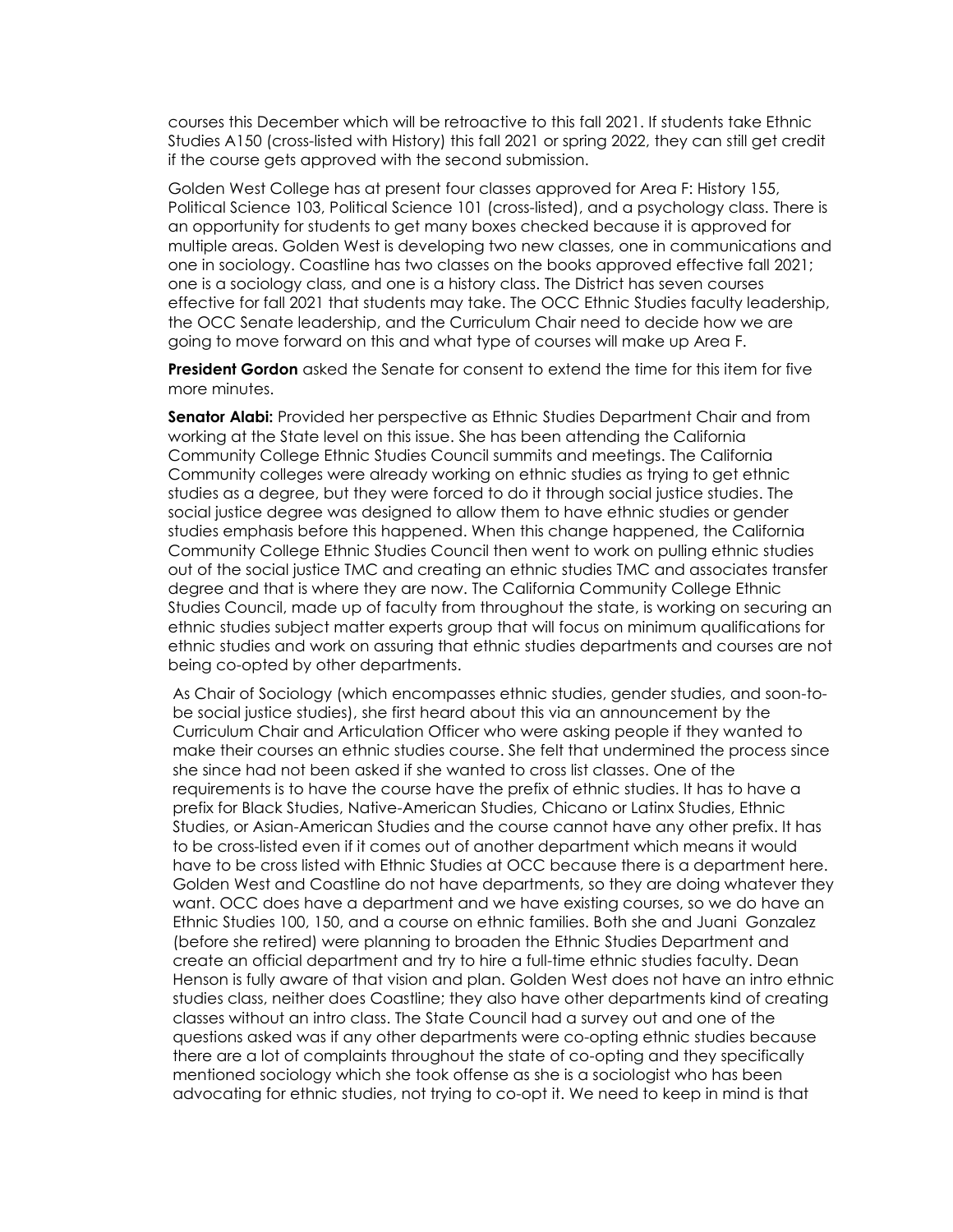courses this December which will be retroactive to this fall 2021. If students take Ethnic Studies A150 (cross-listed with History) this fall 2021 or spring 2022, they can still get credit if the course gets approved with the second submission.

Golden West College has at present four classes approved for Area F: History 155, Political Science 103, Political Science 101 (cross-listed), and a psychology class. There is an opportunity for students to get many boxes checked because it is approved for multiple areas. Golden West is developing two new classes, one in communications and one in sociology. Coastline has two classes on the books approved effective fall 2021; one is a sociology class, and one is a history class. The District has seven courses effective for fall 2021 that students may take. The OCC Ethnic Studies faculty leadership, the OCC Senate leadership, and the Curriculum Chair need to decide how we are going to move forward on this and what type of courses will make up Area F.

**President Gordon** asked the Senate for consent to extend the time for this item for five more minutes.

**Senator Alabi:** Provided her perspective as Ethnic Studies Department Chair and from working at the State level on this issue. She has been attending the California Community College Ethnic Studies Council summits and meetings. The California Community colleges were already working on ethnic studies as trying to get ethnic studies as a degree, but they were forced to do it through social justice studies. The social justice degree was designed to allow them to have ethnic studies or gender studies emphasis before this happened. When this change happened, the California Community College Ethnic Studies Council then went to work on pulling ethnic studies out of the social justice TMC and creating an ethnic studies TMC and associates transfer degree and that is where they are now. The California Community College Ethnic Studies Council, made up of faculty from throughout the state, is working on securing an ethnic studies subject matter experts group that will focus on minimum qualifications for ethnic studies and work on assuring that ethnic studies departments and courses are not being co-opted by other departments.

As Chair of Sociology (which encompasses ethnic studies, gender studies, and soon-to-be social justice studies), she first heard about this via an announcement by the Curriculum Chair and Articulation Officer who were asking people if they wanted to make their courses an ethnic studies course. She felt that undermined the process since she since had not been asked if she wanted to cross list classes. One of the requirements is to have the course have the prefix of ethnic studies. It has to have a prefix for Black Studies, Native-American Studies, Chicano or Latinx Studies, Ethnic Studies, or Asian-American Studies and the course cannot have any other prefix. It has to be cross-listed even if it comes out of another department which means it would have to be cross listed with Ethnic Studies at OCC because there is a department here. Golden West and Coastline do not have departments, so they are doing whatever they want. OCC does have a department and we have existing courses, so we do have an Ethnic Studies 100, 150, and a course on ethnic families. Both she and Juani Gonzalez (before she retired) were planning to broaden the Ethnic Studies Department and create an official department and try to hire a full-time ethnic studies faculty. Dean Henson is fully aware of that vision and plan. Golden West does not have an intro ethnic studies class, neither does Coastline; they also have other departments kind of creating classes without an intro class. The State Council had a survey out and one of the questions asked was if any other departments were co-opting ethnic studies because there are a lot of complaints throughout the state of co-opting and they specifically mentioned sociology which she took offense as she is a sociologist who has been advocating for ethnic studies, not trying to co-opt it. We need to keep in mind is that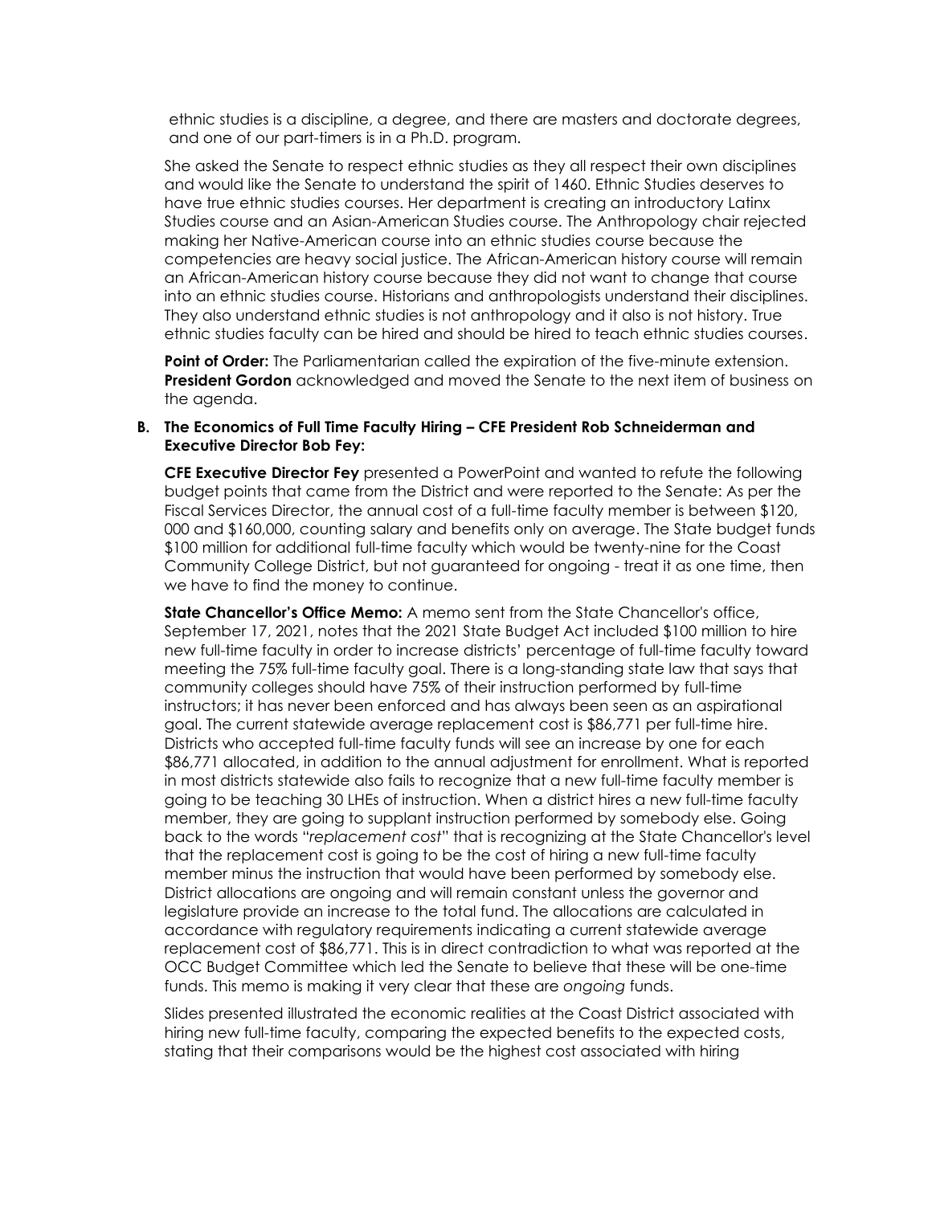ethnic studies is a discipline, a degree, and there are masters and doctorate degrees, and one of our part-timers is in a Ph.D. program.

She asked the Senate to respect ethnic studies as they all respect their own disciplines and would like the Senate to understand the spirit of 1460. Ethnic Studies deserves to have true ethnic studies courses. Her department is creating an introductory Latinx Studies course and an Asian-American Studies course. The Anthropology chair rejected making her Native-American course into an ethnic studies course because the competencies are heavy social justice. The African-American history course will remain an African-American history course because they did not want to change that course into an ethnic studies course. Historians and anthropologists understand their disciplines. They also understand ethnic studies is not anthropology and it also is not history. True ethnic studies faculty can be hired and should be hired to teach ethnic studies courses.

**Point of Order:** The Parliamentarian called the expiration of the five-minute extension. **President Gordon** acknowledged and moved the Senate to the next item of business on the agenda.

**B. The Economics of Full Time Faculty Hiring – CFE President Rob Schneiderman and Executive Director Bob Fey:**

**CFE Executive Director Fey** presented a PowerPoint and wanted to refute the following budget points that came from the District and were reported to the Senate: As per the Fiscal Services Director, the annual cost of a full-time faculty member is between $120, 000 and $160,000, counting salary and benefits only on average. The State budget funds $100 million for additional full-time faculty which would be twenty-nine for the Coast Community College District, but not guaranteed for ongoing - treat it as one time, then we have to find the money to continue.

**State Chancellor's Office Memo:** A memo sent from the State Chancellor's office, September 17, 2021, notes that the 2021 State Budget Act included $100 million to hire new full-time faculty in order to increase districts' percentage of full-time faculty toward meeting the 75% full-time faculty goal. There is a long-standing state law that says that community colleges should have 75% of their instruction performed by full-time instructors; it has never been enforced and has always been seen as an aspirational goal. The current statewide average replacement cost is $86,771 per full-time hire. Districts who accepted full-time faculty funds will see an increase by one for each $86,771 allocated, in addition to the annual adjustment for enrollment. What is reported in most districts statewide also fails to recognize that a new full-time faculty member is going to be teaching 30 LHEs of instruction. When a district hires a new full-time faculty member, they are going to supplant instruction performed by somebody else. Going back to the words "*replacement cost*" that is recognizing at the State Chancellor's level that the replacement cost is going to be the cost of hiring a new full-time faculty member minus the instruction that would have been performed by somebody else. District allocations are ongoing and will remain constant unless the governor and legislature provide an increase to the total fund. The allocations are calculated in accordance with regulatory requirements indicating a current statewide average replacement cost of $86,771. This is in direct contradiction to what was reported at the OCC Budget Committee which led the Senate to believe that these will be one-time funds. This memo is making it very clear that these are *ongoing* funds.

Slides presented illustrated the economic realities at the Coast District associated with hiring new full-time faculty, comparing the expected benefits to the expected costs, stating that their comparisons would be the highest cost associated with hiring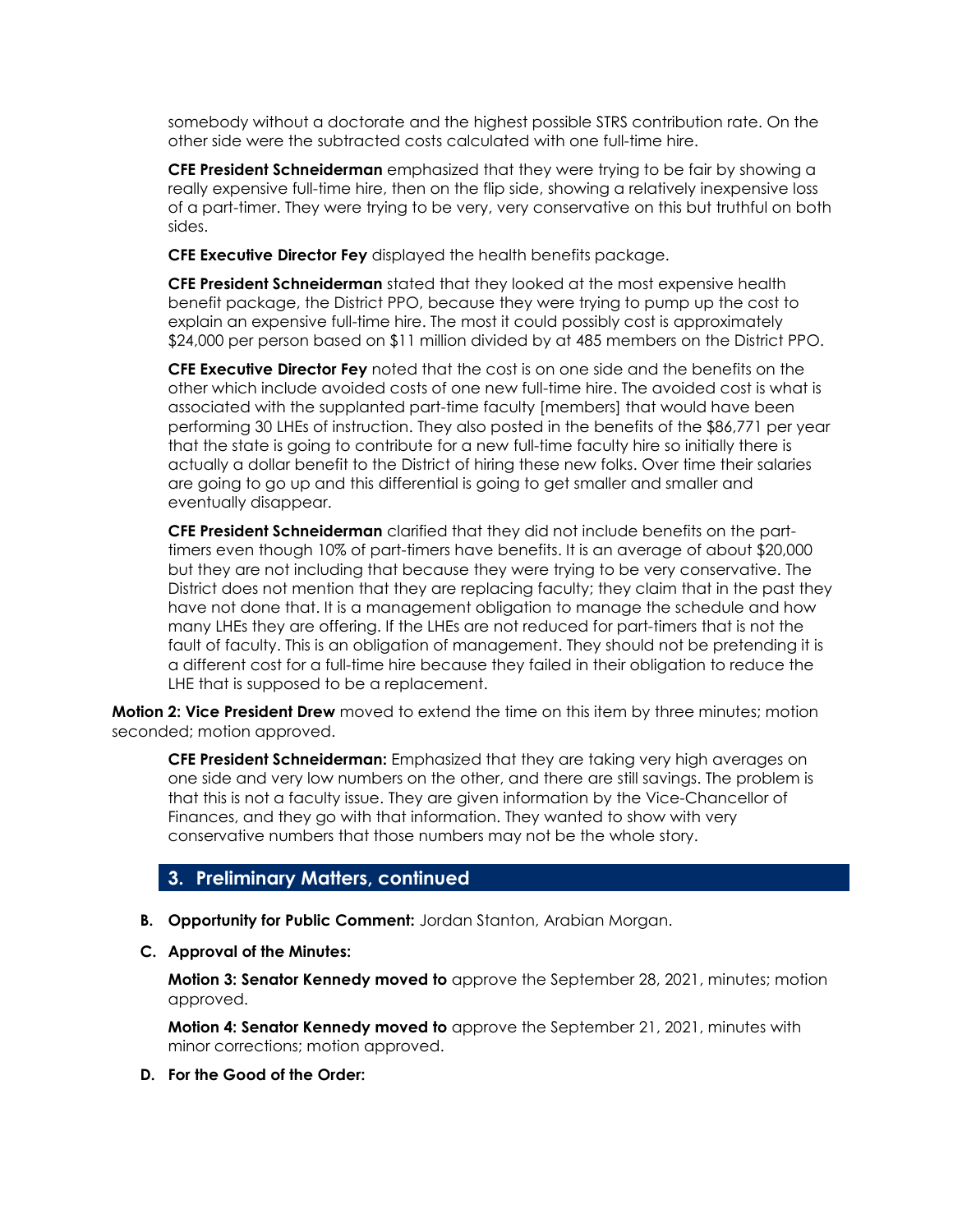somebody without a doctorate and the highest possible STRS contribution rate. On the other side were the subtracted costs calculated with one full-time hire.

**CFE President Schneiderman** emphasized that they were trying to be fair by showing a really expensive full-time hire, then on the flip side, showing a relatively inexpensive loss of a part-timer. They were trying to be very, very conservative on this but truthful on both sides.

**CFE Executive Director Fey** displayed the health benefits package.

**CFE President Schneiderman** stated that they looked at the most expensive health benefit package, the District PPO, because they were trying to pump up the cost to explain an expensive full-time hire. The most it could possibly cost is approximately $24,000 per person based on $11 million divided by at 485 members on the District PPO.

**CFE Executive Director Fey** noted that the cost is on one side and the benefits on the other which include avoided costs of one new full-time hire. The avoided cost is what is associated with the supplanted part-time faculty [members] that would have been performing 30 LHEs of instruction. They also posted in the benefits of the $86,771 per year that the state is going to contribute for a new full-time faculty hire so initially there is actually a dollar benefit to the District of hiring these new folks. Over time their salaries are going to go up and this differential is going to get smaller and smaller and eventually disappear.

**CFE President Schneiderman** clarified that they did not include benefits on the part-timers even though 10% of part-timers have benefits. It is an average of about $20,000 but they are not including that because they were trying to be very conservative. The District does not mention that they are replacing faculty; they claim that in the past they have not done that. It is a management obligation to manage the schedule and how many LHEs they are offering. If the LHEs are not reduced for part-timers that is not the fault of faculty. This is an obligation of management. They should not be pretending it is a different cost for a full-time hire because they failed in their obligation to reduce the LHE that is supposed to be a replacement.

**Motion 2: Vice President Drew** moved to extend the time on this item by three minutes; motion seconded; motion approved.

**CFE President Schneiderman:** Emphasized that they are taking very high averages on one side and very low numbers on the other, and there are still savings. The problem is that this is not a faculty issue. They are given information by the Vice-Chancellor of Finances, and they go with that information. They wanted to show with very conservative numbers that those numbers may not be the whole story.

## 3. Preliminary Matters, continued

**B. Opportunity for Public Comment:** Jordan Stanton, Arabian Morgan.

**C. Approval of the Minutes:**

**Motion 3: Senator Kennedy moved to** approve the September 28, 2021, minutes; motion approved.

**Motion 4: Senator Kennedy moved to** approve the September 21, 2021, minutes with minor corrections; motion approved.

**D. For the Good of the Order:**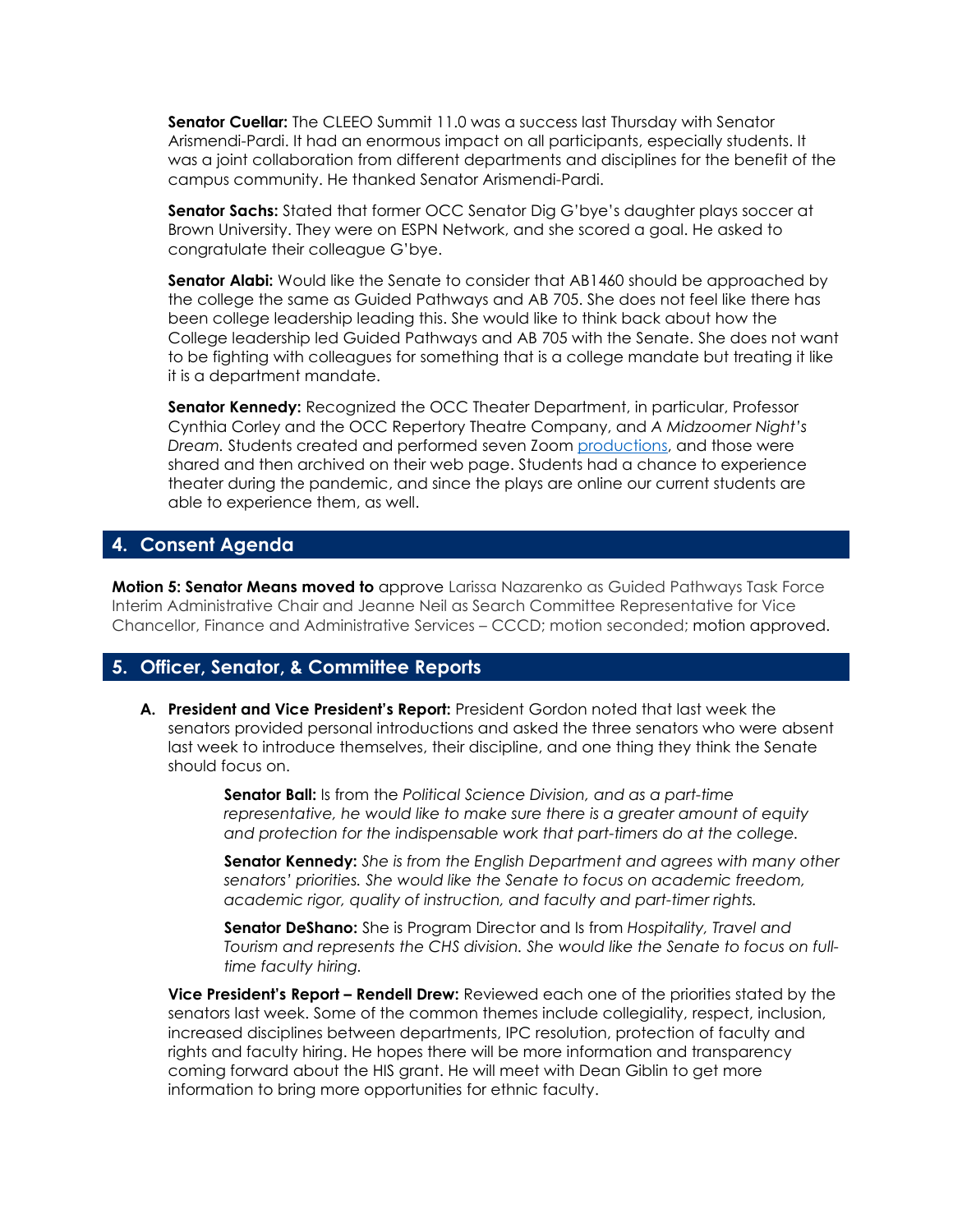**Senator Cuellar:** The CLEEO Summit 11.0 was a success last Thursday with Senator Arismendi-Pardi. It had an enormous impact on all participants, especially students. It was a joint collaboration from different departments and disciplines for the benefit of the campus community. He thanked Senator Arismendi-Pardi.

**Senator Sachs:** Stated that former OCC Senator Dig G'bye's daughter plays soccer at Brown University. They were on ESPN Network, and she scored a goal. He asked to congratulate their colleague G'bye.

**Senator Alabi:** Would like the Senate to consider that AB1460 should be approached by the college the same as Guided Pathways and AB 705. She does not feel like there has been college leadership leading this. She would like to think back about how the College leadership led Guided Pathways and AB 705 with the Senate. She does not want to be fighting with colleagues for something that is a college mandate but treating it like it is a department mandate.

**Senator Kennedy:** Recognized the OCC Theater Department, in particular, Professor Cynthia Corley and the OCC Repertory Theatre Company, and *A Midzoomer Night's Dream.* Students created and performed seven Zoom productions, and those were shared and then archived on their web page. Students had a chance to experience theater during the pandemic, and since the plays are online our current students are able to experience them, as well.

## 4. Consent Agenda

**Motion 5: Senator Means moved to** approve Larissa Nazarenko as Guided Pathways Task Force Interim Administrative Chair and Jeanne Neil as Search Committee Representative for Vice Chancellor, Finance and Administrative Services – CCCD; motion seconded; motion approved.

## 5. Officer, Senator, & Committee Reports

**A. President and Vice President's Report:** President Gordon noted that last week the senators provided personal introductions and asked the three senators who were absent last week to introduce themselves, their discipline, and one thing they think the Senate should focus on.

> **Senator Ball:** Is from the *Political Science Division, and as a part-time representative, he would like to make sure there is a greater amount of equity and protection for the indispensable work that part-timers do at the college.*
>
> **Senator Kennedy:** *She is from the English Department and agrees with many other senators' priorities. She would like the Senate to focus on academic freedom, academic rigor, quality of instruction, and faculty and part-timer rights.*
>
> **Senator DeShano:** She is Program Director and Is from *Hospitality, Travel and Tourism and represents the CHS division. She would like the Senate to focus on full-time faculty hiring.*

**Vice President's Report – Rendell Drew:** Reviewed each one of the priorities stated by the senators last week. Some of the common themes include collegiality, respect, inclusion, increased disciplines between departments, IPC resolution, protection of faculty and rights and faculty hiring. He hopes there will be more information and transparency coming forward about the HIS grant. He will meet with Dean Giblin to get more information to bring more opportunities for ethnic faculty.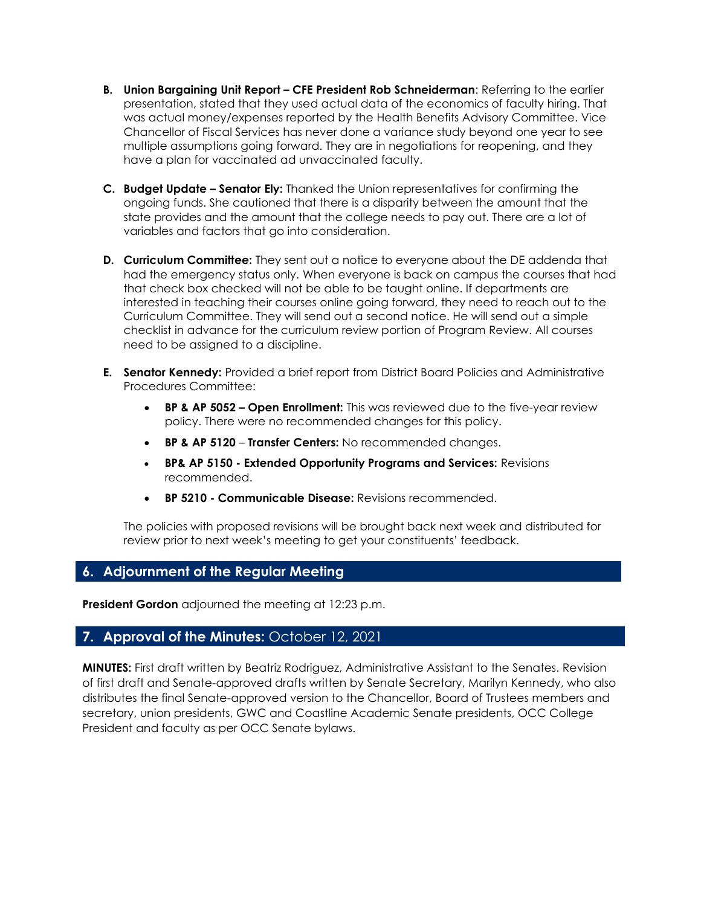**B. Union Bargaining Unit Report – CFE President Rob Schneiderman**: Referring to the earlier presentation, stated that they used actual data of the economics of faculty hiring. That was actual money/expenses reported by the Health Benefits Advisory Committee. Vice Chancellor of Fiscal Services has never done a variance study beyond one year to see multiple assumptions going forward. They are in negotiations for reopening, and they have a plan for vaccinated ad unvaccinated faculty.

**C. Budget Update – Senator Ely:** Thanked the Union representatives for confirming the ongoing funds. She cautioned that there is a disparity between the amount that the state provides and the amount that the college needs to pay out. There are a lot of variables and factors that go into consideration.

**D. Curriculum Committee:** They sent out a notice to everyone about the DE addenda that had the emergency status only. When everyone is back on campus the courses that had that check box checked will not be able to be taught online. If departments are interested in teaching their courses online going forward, they need to reach out to the Curriculum Committee. They will send out a second notice. He will send out a simple checklist in advance for the curriculum review portion of Program Review. All courses need to be assigned to a discipline.

**E. Senator Kennedy:** Provided a brief report from District Board Policies and Administrative Procedures Committee:

- **BP & AP 5052 – Open Enrollment:** This was reviewed due to the five-year review policy. There were no recommended changes for this policy.
- **BP & AP 5120** – **Transfer Centers:** No recommended changes.
- **BP& AP 5150 - Extended Opportunity Programs and Services:** Revisions recommended.
- **BP 5210 - Communicable Disease:** Revisions recommended.

The policies with proposed revisions will be brought back next week and distributed for review prior to next week's meeting to get your constituents' feedback.

## 6. Adjournment of the Regular Meeting

**President Gordon** adjourned the meeting at 12:23 p.m.

## 7. Approval of the Minutes: October 12, 2021

**MINUTES:** First draft written by Beatriz Rodriguez, Administrative Assistant to the Senates. Revision of first draft and Senate-approved drafts written by Senate Secretary, Marilyn Kennedy, who also distributes the final Senate-approved version to the Chancellor, Board of Trustees members and secretary, union presidents, GWC and Coastline Academic Senate presidents, OCC College President and faculty as per OCC Senate bylaws.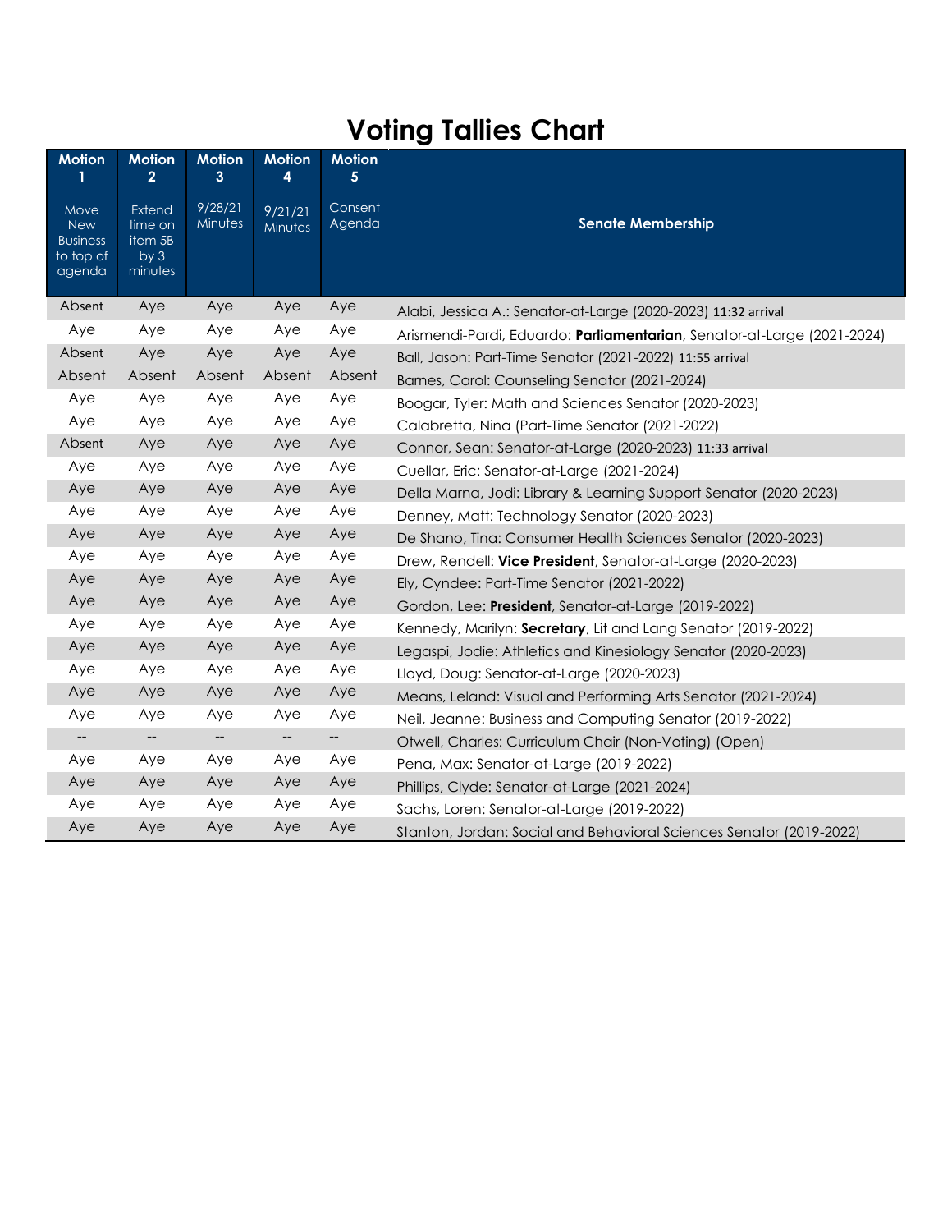# Voting Tallies Chart

| Motion 1<br>Move New Business to top of agenda | Motion 2<br>Extend time on item 5B by 3 minutes | Motion 3<br>9/28/21 Minutes | Motion 4<br>9/21/21 Minutes | Motion 5<br>Consent Agenda | Senate Membership |
|---|---|---|---|---|---|
| Absent | Aye | Aye | Aye | Aye | Alabi, Jessica A.: Senator-at-Large (2020-2023) 11:32 arrival |
| Aye | Aye | Aye | Aye | Aye | Arismendi-Pardi, Eduardo: **Parliamentarian**, Senator-at-Large (2021-2024) |
| Absent | Aye | Aye | Aye | Aye | Ball, Jason: Part-Time Senator (2021-2022) 11:55 arrival |
| Absent | Absent | Absent | Absent | Absent | Barnes, Carol: Counseling Senator (2021-2024) |
| Aye | Aye | Aye | Aye | Aye | Boogar, Tyler: Math and Sciences Senator (2020-2023) |
| Aye | Aye | Aye | Aye | Aye | Calabretta, Nina (Part-Time Senator (2021-2022) |
| Absent | Aye | Aye | Aye | Aye | Connor, Sean: Senator-at-Large (2020-2023) 11:33 arrival |
| Aye | Aye | Aye | Aye | Aye | Cuellar, Eric: Senator-at-Large (2021-2024) |
| Aye | Aye | Aye | Aye | Aye | Della Marna, Jodi: Library & Learning Support Senator (2020-2023) |
| Aye | Aye | Aye | Aye | Aye | Denney, Matt: Technology Senator (2020-2023) |
| Aye | Aye | Aye | Aye | Aye | De Shano, Tina: Consumer Health Sciences Senator (2020-2023) |
| Aye | Aye | Aye | Aye | Aye | Drew, Rendell: **Vice President**, Senator-at-Large (2020-2023) |
| Aye | Aye | Aye | Aye | Aye | Ely, Cyndee: Part-Time Senator (2021-2022) |
| Aye | Aye | Aye | Aye | Aye | Gordon, Lee: **President**, Senator-at-Large (2019-2022) |
| Aye | Aye | Aye | Aye | Aye | Kennedy, Marilyn: **Secretary**, Lit and Lang Senator (2019-2022) |
| Aye | Aye | Aye | Aye | Aye | Legaspi, Jodie: Athletics and Kinesiology Senator (2020-2023) |
| Aye | Aye | Aye | Aye | Aye | Lloyd, Doug: Senator-at-Large (2020-2023) |
| Aye | Aye | Aye | Aye | Aye | Means, Leland: Visual and Performing Arts Senator (2021-2024) |
| Aye | Aye | Aye | Aye | Aye | Neil, Jeanne: Business and Computing Senator (2019-2022) |
| -- | -- | -- | -- | -- | Otwell, Charles: Curriculum Chair (Non-Voting) (Open) |
| Aye | Aye | Aye | Aye | Aye | Pena, Max: Senator-at-Large (2019-2022) |
| Aye | Aye | Aye | Aye | Aye | Phillips, Clyde: Senator-at-Large (2021-2024) |
| Aye | Aye | Aye | Aye | Aye | Sachs, Loren: Senator-at-Large (2019-2022) |
| Aye | Aye | Aye | Aye | Aye | Stanton, Jordan: Social and Behavioral Sciences Senator (2019-2022) |